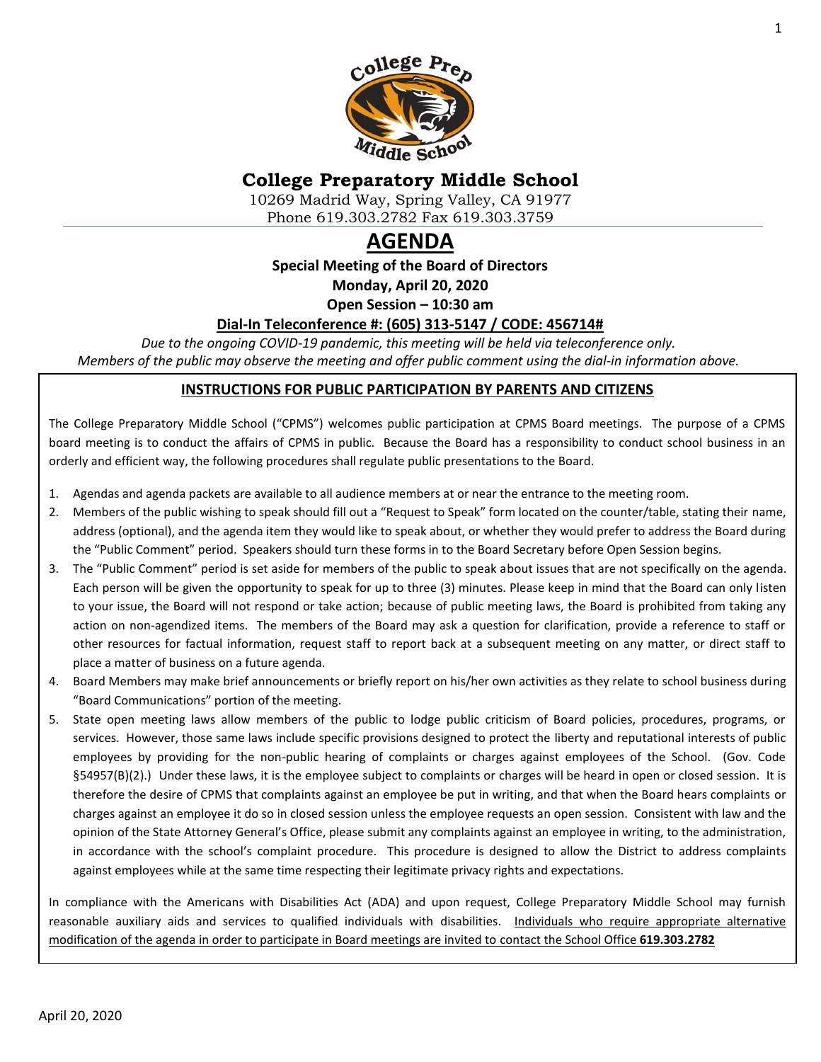# College Preparatory Middle School

10269 Madrid Way, Spring Valley, CA 91977
Phone 619.303.2782 Fax 619.303.3759

# AGENDA

**Special Meeting of the Board of Directors**

**Monday, April 20, 2020**

**Open Session – 10:30 am**

**Dial-In Teleconference #: (605) 313-5147 / CODE: 456714#**

*Due to the ongoing COVID-19 pandemic, this meeting will be held via teleconference only.*
*Members of the public may observe the meeting and offer public comment using the dial-in information above.*

## INSTRUCTIONS FOR PUBLIC PARTICIPATION BY PARENTS AND CITIZENS

The College Preparatory Middle School ("CPMS") welcomes public participation at CPMS Board meetings. The purpose of a CPMS board meeting is to conduct the affairs of CPMS in public. Because the Board has a responsibility to conduct school business in an orderly and efficient way, the following procedures shall regulate public presentations to the Board.

1. Agendas and agenda packets are available to all audience members at or near the entrance to the meeting room.
2. Members of the public wishing to speak should fill out a "Request to Speak" form located on the counter/table, stating their name, address (optional), and the agenda item they would like to speak about, or whether they would prefer to address the Board during the "Public Comment" period. Speakers should turn these forms in to the Board Secretary before Open Session begins.
3. The "Public Comment" period is set aside for members of the public to speak about issues that are not specifically on the agenda. Each person will be given the opportunity to speak for up to three (3) minutes. Please keep in mind that the Board can only listen to your issue, the Board will not respond or take action; because of public meeting laws, the Board is prohibited from taking any action on non-agendized items. The members of the Board may ask a question for clarification, provide a reference to staff or other resources for factual information, request staff to report back at a subsequent meeting on any matter, or direct staff to place a matter of business on a future agenda.
4. Board Members may make brief announcements or briefly report on his/her own activities as they relate to school business during "Board Communications" portion of the meeting.
5. State open meeting laws allow members of the public to lodge public criticism of Board policies, procedures, programs, or services. However, those same laws include specific provisions designed to protect the liberty and reputational interests of public employees by providing for the non-public hearing of complaints or charges against employees of the School. (Gov. Code §54957(B)(2).) Under these laws, it is the employee subject to complaints or charges will be heard in open or closed session. It is therefore the desire of CPMS that complaints against an employee be put in writing, and that when the Board hears complaints or charges against an employee it do so in closed session unless the employee requests an open session. Consistent with law and the opinion of the State Attorney General's Office, please submit any complaints against an employee in writing, to the administration, in accordance with the school's complaint procedure. This procedure is designed to allow the District to address complaints against employees while at the same time respecting their legitimate privacy rights and expectations.

In compliance with the Americans with Disabilities Act (ADA) and upon request, College Preparatory Middle School may furnish reasonable auxiliary aids and services to qualified individuals with disabilities. Individuals who require appropriate alternative modification of the agenda in order to participate in Board meetings are invited to contact the School Office **619.303.2782**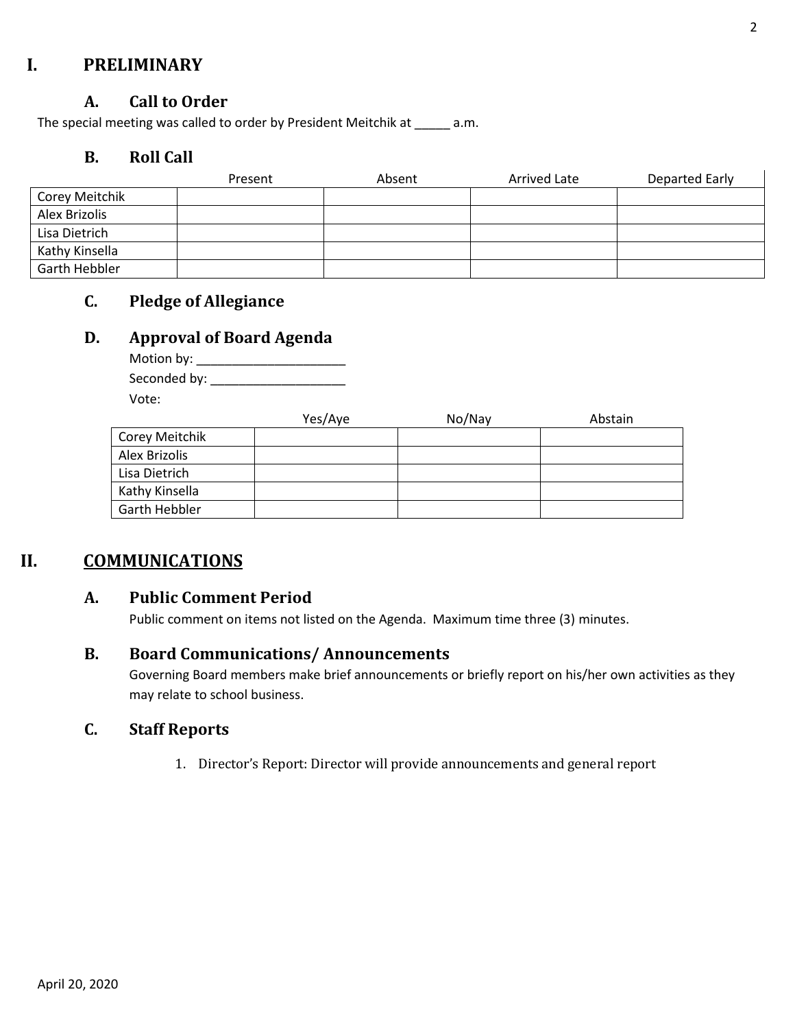# I. PRELIMINARY

## A. Call to Order

The special meeting was called to order by President Meitchik at _____ a.m.

## B. Roll Call

| | Present | Absent | Arrived Late | Departed Early |
|---|---|---|---|---|
| Corey Meitchik | | | | |
| Alex Brizolis | | | | |
| Lisa Dietrich | | | | |
| Kathy Kinsella | | | | |
| Garth Hebbler | | | | |

## C. Pledge of Allegiance

## D. Approval of Board Agenda

Motion by: _____________________

Seconded by: ___________________

Vote:

| | Yes/Aye | No/Nay | Abstain |
|---|---|---|---|
| Corey Meitchik | | | |
| Alex Brizolis | | | |
| Lisa Dietrich | | | |
| Kathy Kinsella | | | |
| Garth Hebbler | | | |

# II. COMMUNICATIONS

## A. Public Comment Period

Public comment on items not listed on the Agenda. Maximum time three (3) minutes.

## B. Board Communications/ Announcements

Governing Board members make brief announcements or briefly report on his/her own activities as they may relate to school business.

## C. Staff Reports

1. Director's Report: Director will provide announcements and general report

April 20, 2020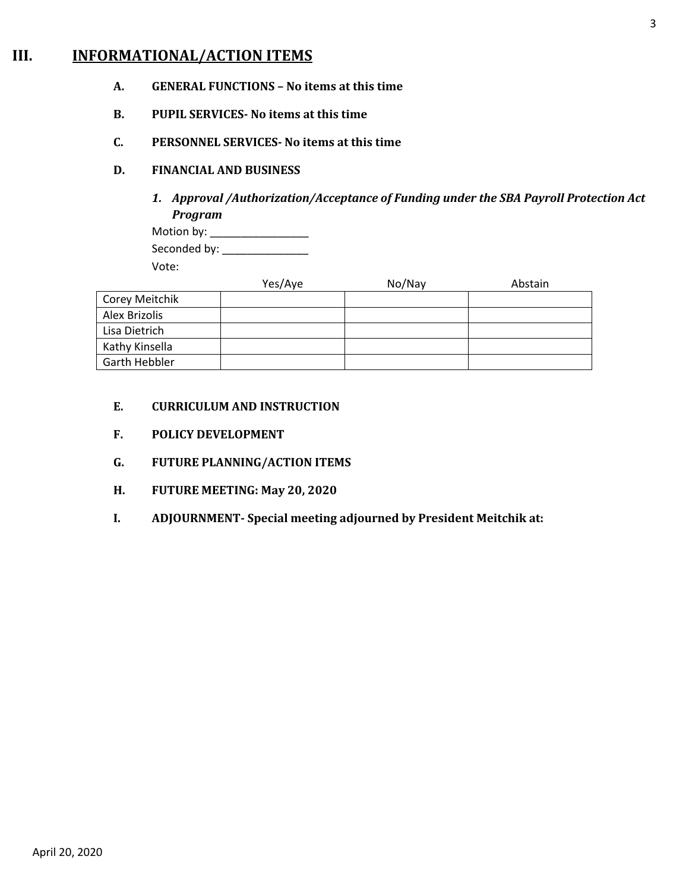## III. INFORMATIONAL/ACTION ITEMS

**A. GENERAL FUNCTIONS – No items at this time**

**B. PUPIL SERVICES- No items at this time**

**C. PERSONNEL SERVICES- No items at this time**

**D. FINANCIAL AND BUSINESS**

1. ***Approval /Authorization/Acceptance of Funding under the SBA Payroll Protection Act Program***

Motion by: _________________

Seconded by: _______________

Vote:

| | Yes/Aye | No/Nay | Abstain |
|---|---|---|---|
| Corey Meitchik | | | |
| Alex Brizolis | | | |
| Lisa Dietrich | | | |
| Kathy Kinsella | | | |
| Garth Hebbler | | | |

**E. CURRICULUM AND INSTRUCTION**

**F. POLICY DEVELOPMENT**

**G. FUTURE PLANNING/ACTION ITEMS**

**H. FUTURE MEETING: May 20, 2020**

**I. ADJOURNMENT- Special meeting adjourned by President Meitchik at:**

April 20, 2020